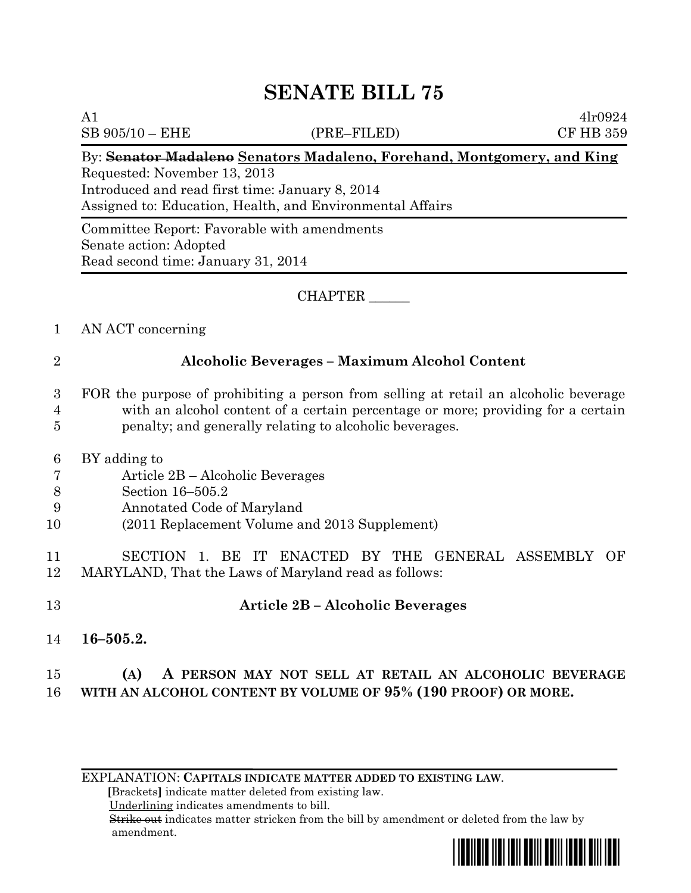# SENATE BILL 75

A1 4lr0924
SB 905/10 – EHE (PRE–FILED) CF HB 359

By: ~~Senator Madaleno~~ Senators Madaleno, Forehand, Montgomery, and King
Requested: November 13, 2013
Introduced and read first time: January 8, 2014
Assigned to: Education, Health, and Environmental Affairs

Committee Report: Favorable with amendments
Senate action: Adopted
Read second time: January 31, 2014

CHAPTER ______

1 AN ACT concerning

2 **Alcoholic Beverages – Maximum Alcohol Content**

3 FOR the purpose of prohibiting a person from selling at retail an alcoholic beverage
4 with an alcohol content of a certain percentage or more; providing for a certain
5 penalty; and generally relating to alcoholic beverages.

6 BY adding to
7 Article 2B – Alcoholic Beverages
8 Section 16–505.2
9 Annotated Code of Maryland
10 (2011 Replacement Volume and 2013 Supplement)

11 SECTION 1. BE IT ENACTED BY THE GENERAL ASSEMBLY OF
12 MARYLAND, That the Laws of Maryland read as follows:

13 **Article 2B – Alcoholic Beverages**

14 **16–505.2.**

15 **(A) A PERSON MAY NOT SELL AT RETAIL AN ALCOHOLIC BEVERAGE**
16 **WITH AN ALCOHOL CONTENT BY VOLUME OF 95% (190 PROOF) OR MORE.**

EXPLANATION: **CAPITALS INDICATE MATTER ADDED TO EXISTING LAW.**
[Brackets] indicate matter deleted from existing law.
Underlining indicates amendments to bill.
~~Strike out~~ indicates matter stricken from the bill by amendment or deleted from the law by amendment.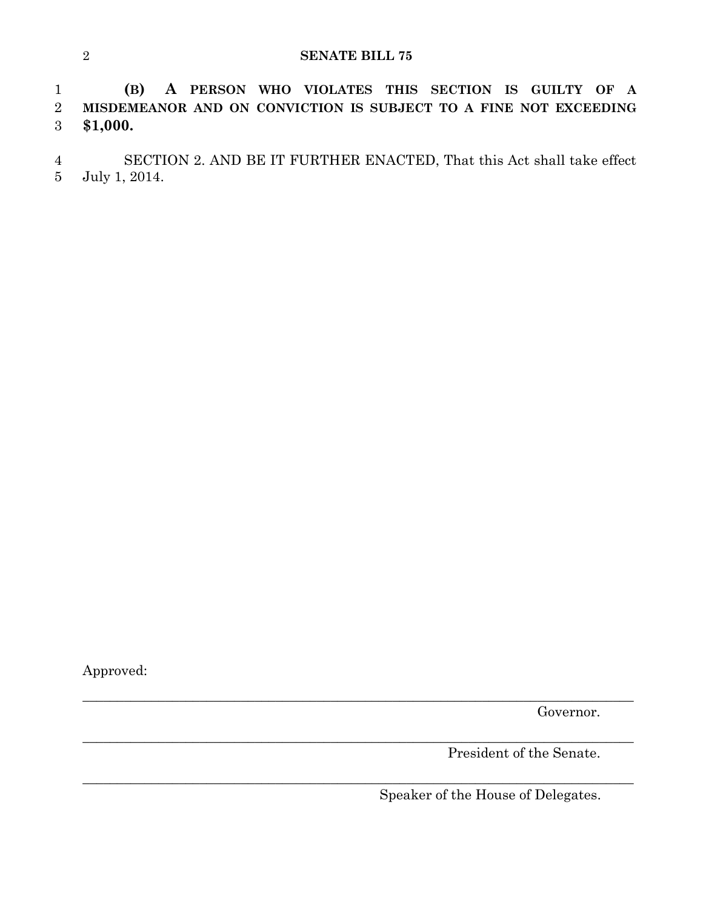**(B) A PERSON WHO VIOLATES THIS SECTION IS GUILTY OF A MISDEMEANOR AND ON CONVICTION IS SUBJECT TO A FINE NOT EXCEEDING $1,000.**

SECTION 2. AND BE IT FURTHER ENACTED, That this Act shall take effect July 1, 2014.

Approved:

\_\_\_\_\_\_\_\_\_\_\_\_\_\_\_\_\_\_\_\_\_\_\_\_\_\_\_\_\_\_\_\_\_\_\_\_\_\_\_\_

Governor.

\_\_\_\_\_\_\_\_\_\_\_\_\_\_\_\_\_\_\_\_\_\_\_\_\_\_\_\_\_\_\_\_\_\_\_\_\_\_\_\_

President of the Senate.

\_\_\_\_\_\_\_\_\_\_\_\_\_\_\_\_\_\_\_\_\_\_\_\_\_\_\_\_\_\_\_\_\_\_\_\_\_\_\_\_

Speaker of the House of Delegates.